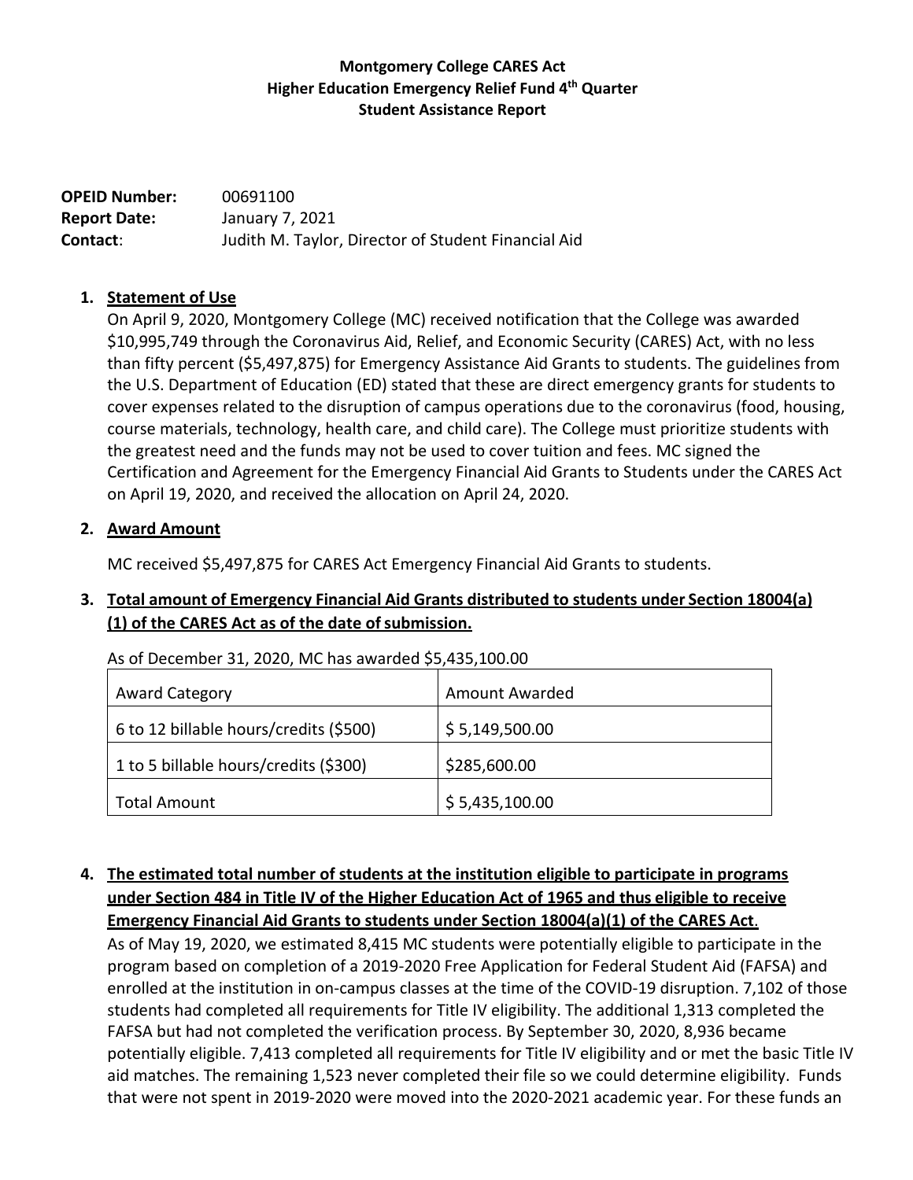# Montgomery College CARES Act
## Higher Education Emergency Relief Fund 4th Quarter
## Student Assistance Report

**OPEID Number:** 00691100
**Report Date:** January 7, 2021
**Contact**: Judith M. Taylor, Director of Student Financial Aid

1. **Statement of Use**

   On April 9, 2020, Montgomery College (MC) received notification that the College was awarded $10,995,749 through the Coronavirus Aid, Relief, and Economic Security (CARES) Act, with no less than fifty percent ($5,497,875) for Emergency Assistance Aid Grants to students. The guidelines from the U.S. Department of Education (ED) stated that these are direct emergency grants for students to cover expenses related to the disruption of campus operations due to the coronavirus (food, housing, course materials, technology, health care, and child care). The College must prioritize students with the greatest need and the funds may not be used to cover tuition and fees. MC signed the Certification and Agreement for the Emergency Financial Aid Grants to Students under the CARES Act on April 19, 2020, and received the allocation on April 24, 2020.

2. **Award Amount**

   MC received $5,497,875 for CARES Act Emergency Financial Aid Grants to students.

3. **Total amount of Emergency Financial Aid Grants distributed to students under Section 18004(a)(1) of the CARES Act as of the date of submission.**

   As of December 31, 2020, MC has awarded $5,435,100.00

| Award Category | Amount Awarded |
| --- | --- |
| 6 to 12 billable hours/credits ($500) | $ 5,149,500.00 |
| 1 to 5 billable hours/credits ($300) | $285,600.00 |
| Total Amount | $ 5,435,100.00 |

4. **The estimated total number of students at the institution eligible to participate in programs under Section 484 in Title IV of the Higher Education Act of 1965 and thus eligible to receive Emergency Financial Aid Grants to students under Section 18004(a)(1) of the CARES Act.**

   As of May 19, 2020, we estimated 8,415 MC students were potentially eligible to participate in the program based on completion of a 2019-2020 Free Application for Federal Student Aid (FAFSA) and enrolled at the institution in on-campus classes at the time of the COVID-19 disruption. 7,102 of those students had completed all requirements for Title IV eligibility. The additional 1,313 completed the FAFSA but had not completed the verification process. By September 30, 2020, 8,936 became potentially eligible. 7,413 completed all requirements for Title IV eligibility and or met the basic Title IV aid matches. The remaining 1,523 never completed their file so we could determine eligibility. Funds that were not spent in 2019-2020 were moved into the 2020-2021 academic year. For these funds an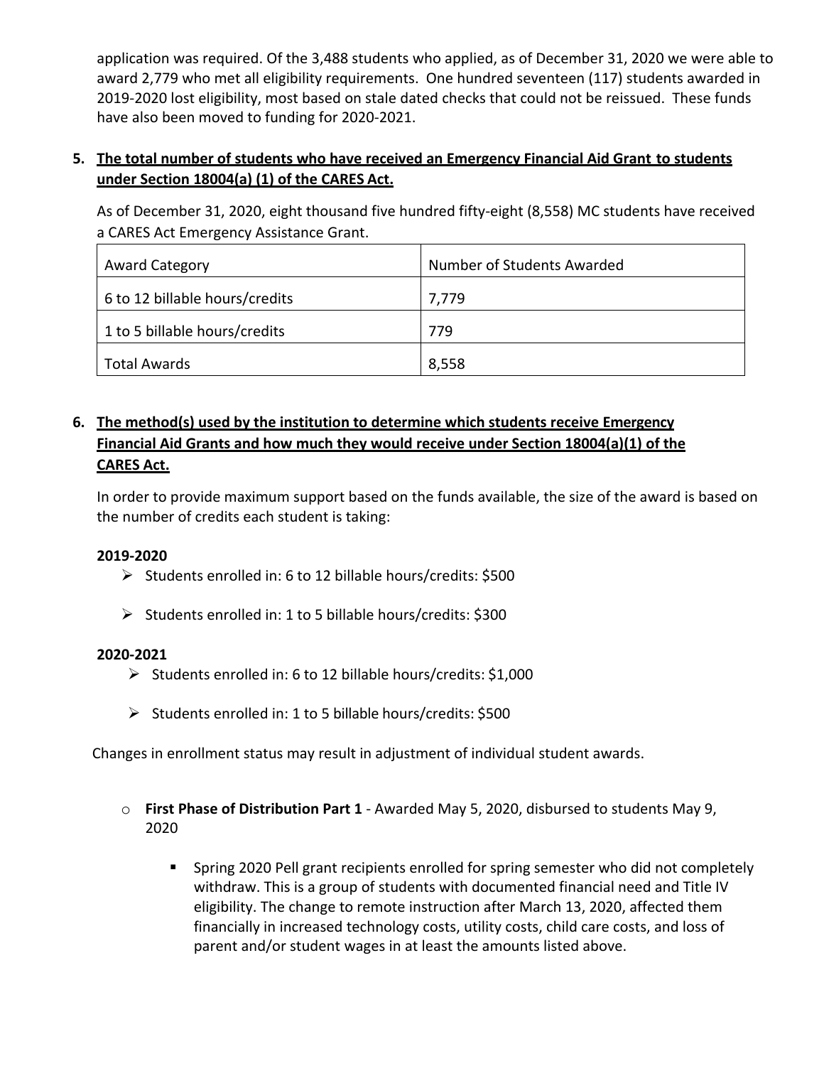application was required. Of the 3,488 students who applied, as of December 31, 2020 we were able to award 2,779 who met all eligibility requirements. One hundred seventeen (117) students awarded in 2019-2020 lost eligibility, most based on stale dated checks that could not be reissued. These funds have also been moved to funding for 2020-2021.

5. **The total number of students who have received an Emergency Financial Aid Grant to students under Section 18004(a) (1) of the CARES Act.**

   As of December 31, 2020, eight thousand five hundred fifty-eight (8,558) MC students have received a CARES Act Emergency Assistance Grant.

| Award Category | Number of Students Awarded |
|---|---|
| 6 to 12 billable hours/credits | 7,779 |
| 1 to 5 billable hours/credits | 779 |
| Total Awards | 8,558 |

6. **The method(s) used by the institution to determine which students receive Emergency Financial Aid Grants and how much they would receive under Section 18004(a)(1) of the CARES Act.**

   In order to provide maximum support based on the funds available, the size of the award is based on the number of credits each student is taking:

   **2019-2020**
   - Students enrolled in: 6 to 12 billable hours/credits: $500
   - Students enrolled in: 1 to 5 billable hours/credits: $300

   **2020-2021**
   - Students enrolled in: 6 to 12 billable hours/credits: $1,000
   - Students enrolled in: 1 to 5 billable hours/credits: $500

Changes in enrollment status may result in adjustment of individual student awards.

- **First Phase of Distribution Part 1** - Awarded May 5, 2020, disbursed to students May 9, 2020
  - Spring 2020 Pell grant recipients enrolled for spring semester who did not completely withdraw. This is a group of students with documented financial need and Title IV eligibility. The change to remote instruction after March 13, 2020, affected them financially in increased technology costs, utility costs, child care costs, and loss of parent and/or student wages in at least the amounts listed above.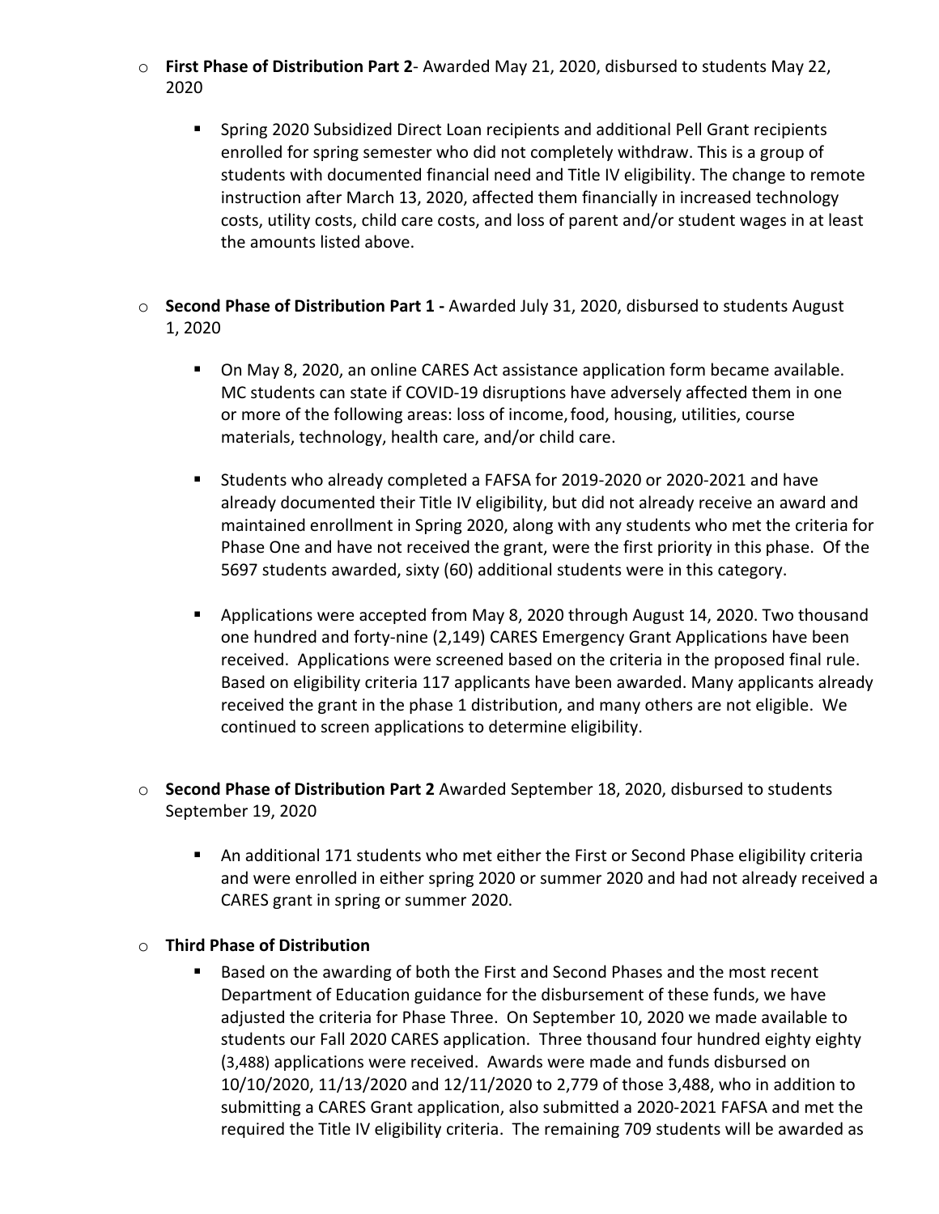- **First Phase of Distribution Part 2**- Awarded May 21, 2020, disbursed to students May 22, 2020

  - Spring 2020 Subsidized Direct Loan recipients and additional Pell Grant recipients enrolled for spring semester who did not completely withdraw. This is a group of students with documented financial need and Title IV eligibility. The change to remote instruction after March 13, 2020, affected them financially in increased technology costs, utility costs, child care costs, and loss of parent and/or student wages in at least the amounts listed above.

- **Second Phase of Distribution Part 1 -** Awarded July 31, 2020, disbursed to students August 1, 2020

  - On May 8, 2020, an online CARES Act assistance application form became available. MC students can state if COVID-19 disruptions have adversely affected them in one or more of the following areas: loss of income, food, housing, utilities, course materials, technology, health care, and/or child care.

  - Students who already completed a FAFSA for 2019-2020 or 2020-2021 and have already documented their Title IV eligibility, but did not already receive an award and maintained enrollment in Spring 2020, along with any students who met the criteria for Phase One and have not received the grant, were the first priority in this phase. Of the 5697 students awarded, sixty (60) additional students were in this category.

  - Applications were accepted from May 8, 2020 through August 14, 2020. Two thousand one hundred and forty-nine (2,149) CARES Emergency Grant Applications have been received. Applications were screened based on the criteria in the proposed final rule. Based on eligibility criteria 117 applicants have been awarded. Many applicants already received the grant in the phase 1 distribution, and many others are not eligible. We continued to screen applications to determine eligibility.

- **Second Phase of Distribution Part 2** Awarded September 18, 2020, disbursed to students September 19, 2020

  - An additional 171 students who met either the First or Second Phase eligibility criteria and were enrolled in either spring 2020 or summer 2020 and had not already received a CARES grant in spring or summer 2020.

- **Third Phase of Distribution**
  - Based on the awarding of both the First and Second Phases and the most recent Department of Education guidance for the disbursement of these funds, we have adjusted the criteria for Phase Three. On September 10, 2020 we made available to students our Fall 2020 CARES application. Three thousand four hundred eighty eighty (3,488) applications were received. Awards were made and funds disbursed on 10/10/2020, 11/13/2020 and 12/11/2020 to 2,779 of those 3,488, who in addition to submitting a CARES Grant application, also submitted a 2020-2021 FAFSA and met the required the Title IV eligibility criteria. The remaining 709 students will be awarded as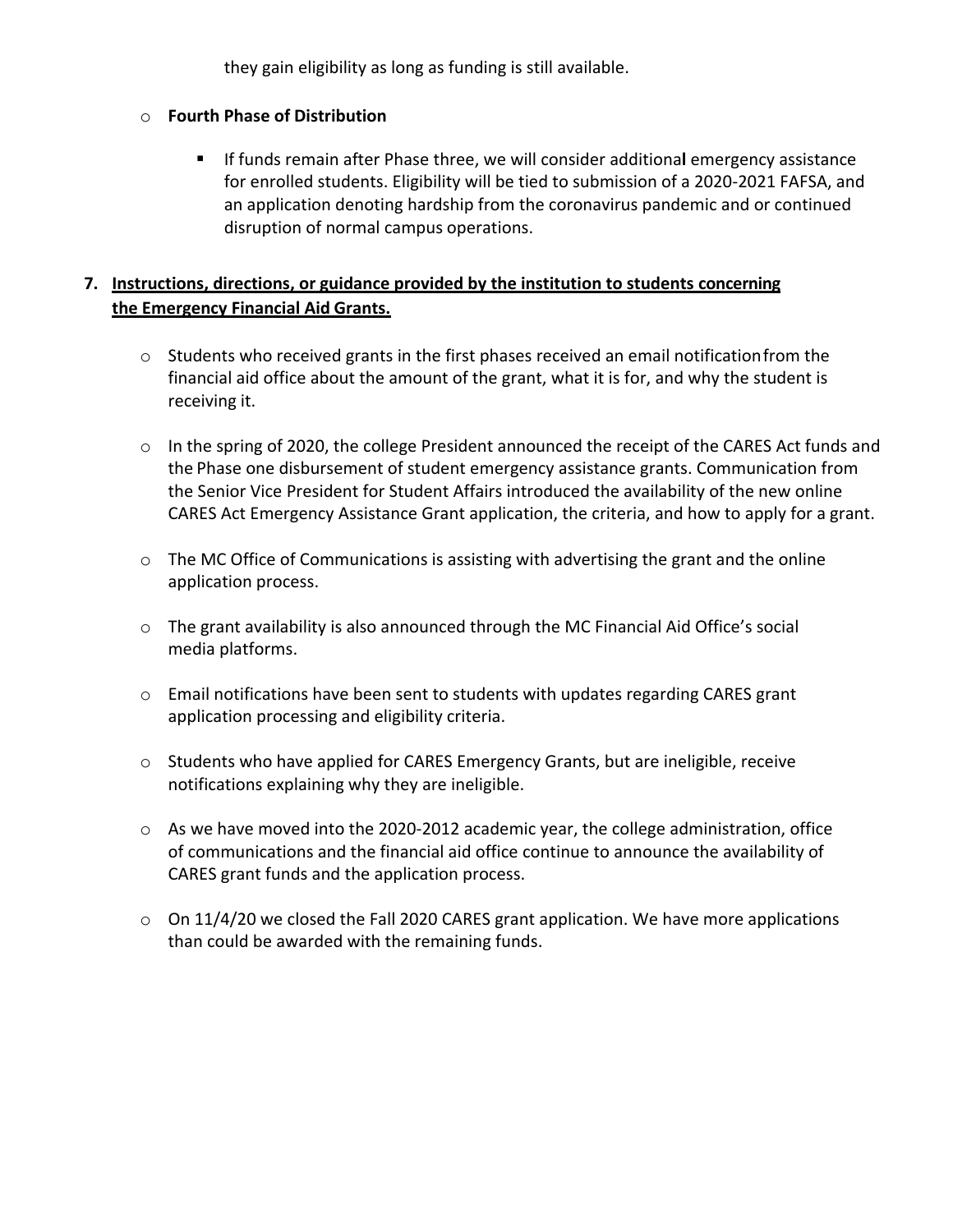they gain eligibility as long as funding is still available.

- **Fourth Phase of Distribution**
  - If funds remain after Phase three, we will consider additional emergency assistance for enrolled students. Eligibility will be tied to submission of a 2020-2021 FAFSA, and an application denoting hardship from the coronavirus pandemic and or continued disruption of normal campus operations.

**7. Instructions, directions, or guidance provided by the institution to students concerning the Emergency Financial Aid Grants.**

- Students who received grants in the first phases received an email notification from the financial aid office about the amount of the grant, what it is for, and why the student is receiving it.
- In the spring of 2020, the college President announced the receipt of the CARES Act funds and the Phase one disbursement of student emergency assistance grants. Communication from the Senior Vice President for Student Affairs introduced the availability of the new online CARES Act Emergency Assistance Grant application, the criteria, and how to apply for a grant.
- The MC Office of Communications is assisting with advertising the grant and the online application process.
- The grant availability is also announced through the MC Financial Aid Office's social media platforms.
- Email notifications have been sent to students with updates regarding CARES grant application processing and eligibility criteria.
- Students who have applied for CARES Emergency Grants, but are ineligible, receive notifications explaining why they are ineligible.
- As we have moved into the 2020-2012 academic year, the college administration, office of communications and the financial aid office continue to announce the availability of CARES grant funds and the application process.
- On 11/4/20 we closed the Fall 2020 CARES grant application. We have more applications than could be awarded with the remaining funds.